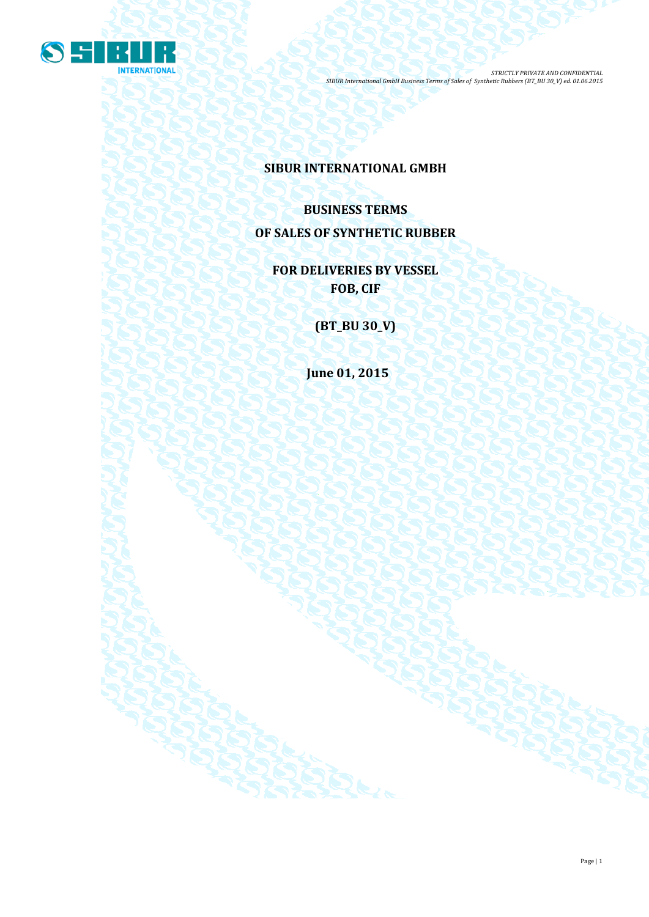# SIBUR INTERNATIONAL GMBH

## BUSINESS TERMS

## OF SALES OF SYNTHETIC RUBBER

## FOR DELIVERIES BY VESSEL
## FOB, CIF

## (BT_BU 30_V)

**June 01, 2015**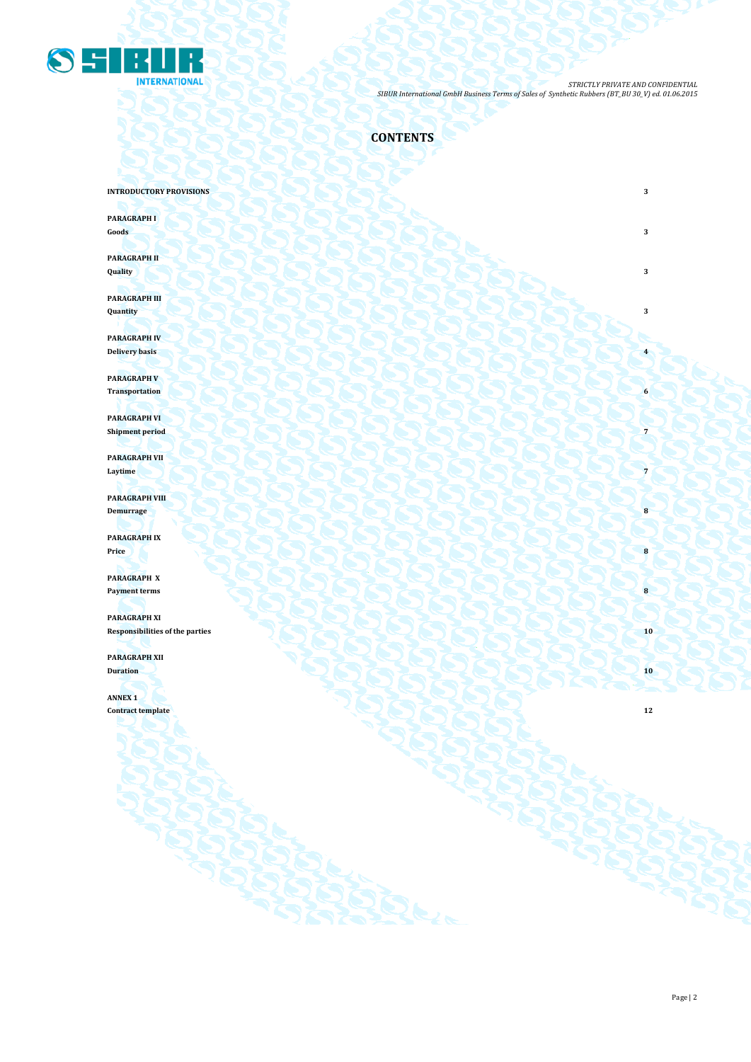# CONTENTS

| | |
|---|---|
| **INTRODUCTORY PROVISIONS** | **3** |
| **PARAGRAPH I**<br>**Goods** | **3** |
| **PARAGRAPH II**<br>**Quality** | **3** |
| **PARAGRAPH III**<br>**Quantity** | **3** |
| **PARAGRAPH IV**<br>**Delivery basis** | **4** |
| **PARAGRAPH V**<br>**Transportation** | **6** |
| **PARAGRAPH VI**<br>**Shipment period** | **7** |
| **PARAGRAPH VII**<br>**Laytime** | **7** |
| **PARAGRAPH VIII**<br>**Demurrage** | **8** |
| **PARAGRAPH IX**<br>**Price** | **8** |
| **PARAGRAPH X**<br>**Payment terms** | **8** |
| **PARAGRAPH XI**<br>**Responsibilities of the parties** | **10** |
| **PARAGRAPH XII**<br>**Duration** | **10** |
| **ANNEX 1**<br>**Contract template** | **12** |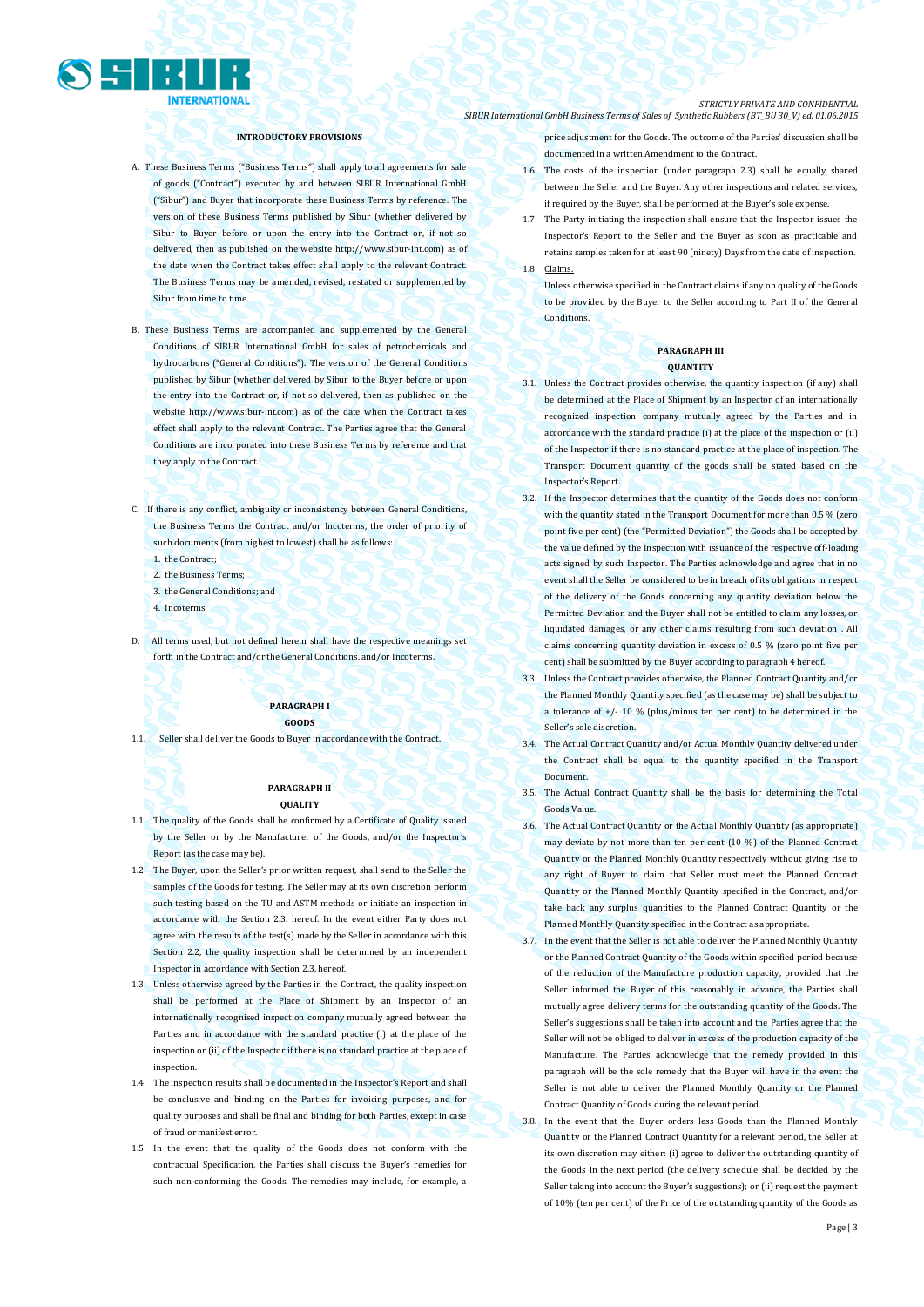#### INTRODUCTORY PROVISIONS

A. These Business Terms ("Business Terms") shall apply to all agreements for sale of goods ("Contract") executed by and between SIBUR International GmbH ("Sibur") and Buyer that incorporate these Business Terms by reference. The version of these Business Terms published by Sibur (whether delivered by Sibur to Buyer before or upon the entry into the Contract or, if not so delivered, then as published on the website http://www.sibur-int.com) as of the date when the Contract takes effect shall apply to the relevant Contract. The Business Terms may be amended, revised, restated or supplemented by Sibur from time to time.

B. These Business Terms are accompanied and supplemented by the General Conditions of SIBUR International GmbH for sales of petrochemicals and hydrocarbons ("General Conditions"). The version of the General Conditions published by Sibur (whether delivered by Sibur to the Buyer before or upon the entry into the Contract or, if not so delivered, then as published on the website http://www.sibur-int.com) as of the date when the Contract takes effect shall apply to the relevant Contract. The Parties agree that the General Conditions are incorporated into these Business Terms by reference and that they apply to the Contract.

C. If there is any conflict, ambiguity or inconsistency between General Conditions, the Business Terms the Contract and/or Incoterms, the order of priority of such documents (from highest to lowest) shall be as follows:

1. the Contract;
2. the Business Terms;
3. the General Conditions; and
4. Incoterms

D. All terms used, but not defined herein shall have the respective meanings set forth in the Contract and/or the General Conditions, and/or Incoterms.

#### PARAGRAPH I
#### GOODS

1.1. Seller shall deliver the Goods to Buyer in accordance with the Contract.

#### PARAGRAPH II
#### QUALITY

1.1 The quality of the Goods shall be confirmed by a Certificate of Quality issued by the Seller or by the Manufacturer of the Goods, and/or the Inspector's Report (as the case may be).

1.2 The Buyer, upon the Seller's prior written request, shall send to the Seller the samples of the Goods for testing. The Seller may at its own discretion perform such testing based on the TU and ASTM methods or initiate an inspection in accordance with the Section 2.3. hereof. In the event either Party does not agree with the results of the test(s) made by the Seller in accordance with this Section 2.2, the quality inspection shall be determined by an independent Inspector in accordance with Section 2.3. hereof.

1.3 Unless otherwise agreed by the Parties in the Contract, the quality inspection shall be performed at the Place of Shipment by an Inspector of an internationally recognised inspection company mutually agreed between the Parties and in accordance with the standard practice (i) at the place of the inspection or (ii) of the Inspector if there is no standard practice at the place of inspection.

1.4 The inspection results shall be documented in the Inspector's Report and shall be conclusive and binding on the Parties for invoicing purposes, and for quality purposes and shall be final and binding for both Parties, except in case of fraud or manifest error.

1.5 In the event that the quality of the Goods does not conform with the contractual Specification, the Parties shall discuss the Buyer's remedies for such non-conforming the Goods. The remedies may include, for example, a price adjustment for the Goods. The outcome of the Parties' discussion shall be documented in a written Amendment to the Contract.

1.6 The costs of the inspection (under paragraph 2.3) shall be equally shared between the Seller and the Buyer. Any other inspections and related services, if required by the Buyer, shall be performed at the Buyer's sole expense.

1.7 The Party initiating the inspection shall ensure that the Inspector issues the Inspector's Report to the Seller and the Buyer as soon as practicable and retains samples taken for at least 90 (ninety) Days from the date of inspection.

1.8 Claims.

Unless otherwise specified in the Contract claims if any on quality of the Goods to be provided by the Buyer to the Seller according to Part II of the General Conditions.

#### PARAGRAPH III
#### QUANTITY

3.1. Unless the Contract provides otherwise, the quantity inspection (if any) shall be determined at the Place of Shipment by an Inspector of an internationally recognized inspection company mutually agreed by the Parties and in accordance with the standard practice (i) at the place of the inspection or (ii) of the Inspector if there is no standard practice at the place of inspection. The Transport Document quantity of the goods shall be stated based on the Inspector's Report.

3.2. If the Inspector determines that the quantity of the Goods does not conform with the quantity stated in the Transport Document for more than 0.5 % (zero point five per cent) (the "Permitted Deviation") the Goods shall be accepted by the value defined by the Inspection with issuance of the respective off-loading acts signed by such Inspector. The Parties acknowledge and agree that in no event shall the Seller be considered to be in breach of its obligations in respect of the delivery of the Goods concerning any quantity deviation below the Permitted Deviation and the Buyer shall not be entitled to claim any losses, or liquidated damages, or any other claims resulting from such deviation . All claims concerning quantity deviation in excess of 0.5 % (zero point five per cent) shall be submitted by the Buyer according to paragraph 4 hereof.

3.3. Unless the Contract provides otherwise, the Planned Contract Quantity and/or the Planned Monthly Quantity specified (as the case may be) shall be subject to a tolerance of +/- 10 % (plus/minus ten per cent) to be determined in the Seller's sole discretion.

3.4. The Actual Contract Quantity and/or Actual Monthly Quantity delivered under the Contract shall be equal to the quantity specified in the Transport Document.

3.5. The Actual Contract Quantity shall be the basis for determining the Total Goods Value.

3.6. The Actual Contract Quantity or the Actual Monthly Quantity (as appropriate) may deviate by not more than ten per cent (10 %) of the Planned Contract Quantity or the Planned Monthly Quantity respectively without giving rise to any right of Buyer to claim that Seller must meet the Planned Contract Quantity or the Planned Monthly Quantity specified in the Contract, and/or take back any surplus quantities to the Planned Contract Quantity or the Planned Monthly Quantity specified in the Contract as appropriate.

3.7. In the event that the Seller is not able to deliver the Planned Monthly Quantity or the Planned Contract Quantity of the Goods within specified period because of the reduction of the Manufacture production capacity, provided that the Seller informed the Buyer of this reasonably in advance, the Parties shall mutually agree delivery terms for the outstanding quantity of the Goods. The Seller's suggestions shall be taken into account and the Parties agree that the Seller will not be obliged to deliver in excess of the production capacity of the Manufacture. The Parties acknowledge that the remedy provided in this paragraph will be the sole remedy that the Buyer will have in the event the Seller is not able to deliver the Planned Monthly Quantity or the Planned Contract Quantity of Goods during the relevant period.

3.8. In the event that the Buyer orders less Goods than the Planned Monthly Quantity or the Planned Contract Quantity for a relevant period, the Seller at its own discretion may either: (i) agree to deliver the outstanding quantity of the Goods in the next period (the delivery schedule shall be decided by the Seller taking into account the Buyer's suggestions); or (ii) request the payment of 10% (ten per cent) of the Price of the outstanding quantity of the Goods as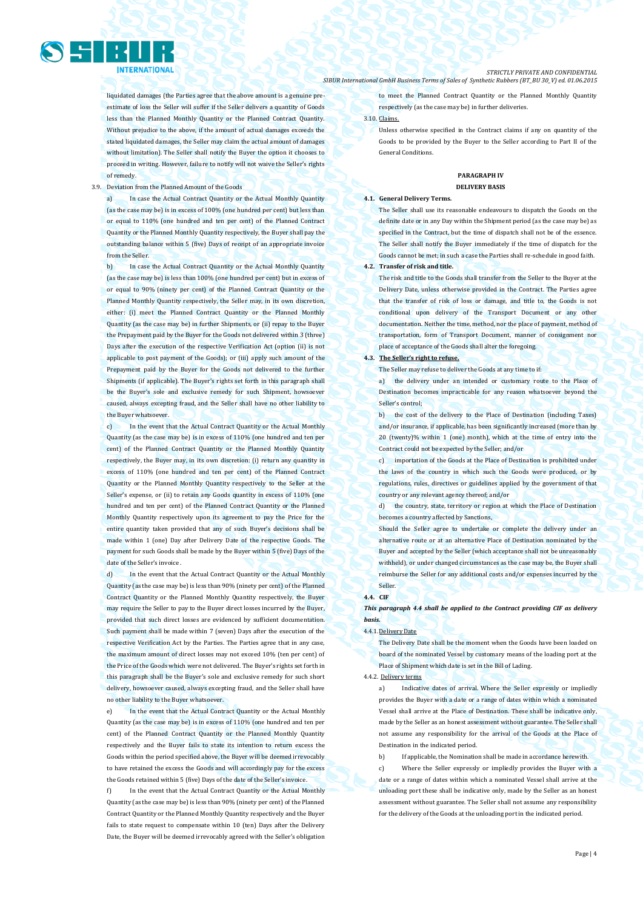liquidated damages (the Parties agree that the above amount is a genuine pre-estimate of loss the Seller will suffer if the Seller delivers a quantity of Goods less than the Planned Monthly Quantity or the Planned Contract Quantity. Without prejudice to the above, if the amount of actual damages exceeds the stated liquidated damages, the Seller may claim the actual amount of damages without limitation). The Seller shall notify the Buyer the option it chooses to proceed in writing. However, failure to notify will not waive the Seller's rights of remedy.

3.9. Deviation from the Planned Amount of the Goods

a) In case the Actual Contract Quantity or the Actual Monthly Quantity (as the case may be) is in excess of 100% (one hundred per cent) but less than or equal to 110% (one hundred and ten per cent) of the Planned Contract Quantity or the Planned Monthly Quantity respectively, the Buyer shall pay the outstanding balance within 5 (five) Days of receipt of an appropriate invoice from the Seller.

b) In case the Actual Contract Quantity or the Actual Monthly Quantity (as the case may be) is less than 100% (one hundred per cent) but in excess of or equal to 90% (ninety per cent) of the Planned Contract Quantity or the Planned Monthly Quantity respectively, the Seller may, in its own discretion, either: (i) meet the Planned Contract Quantity or the Planned Monthly Quantity (as the case may be) in further Shipments, or (ii) repay to the Buyer the Prepayment paid by the Buyer for the Goods not delivered within 3 (three) Days after the execution of the respective Verification Act (option (ii) is not applicable to post payment of the Goods); or (iii) apply such amount of the Prepayment paid by the Buyer for the Goods not delivered to the further Shipments (if applicable). The Buyer's rights set forth in this paragraph shall be the Buyer's sole and exclusive remedy for such Shipment, howsoever caused, always excepting fraud, and the Seller shall have no other liability to the Buyer whatsoever.

c) In the event that the Actual Contract Quantity or the Actual Monthly Quantity (as the case may be) is in excess of 110% (one hundred and ten per cent) of the Planned Contract Quantity or the Planned Monthly Quantity respectively, the Buyer may, in its own discretion: (i) return any quantity in excess of 110% (one hundred and ten per cent) of the Planned Contract Quantity or the Planned Monthly Quantity respectively to the Seller at the Seller's expense, or (ii) to retain any Goods quantity in excess of 110% (one hundred and ten per cent) of the Planned Contract Quantity or the Planned Monthly Quantity respectively upon its agreement to pay the Price for the entire quantity taken provided that any of such Buyer's decisions shall be made within 1 (one) Day after Delivery Date of the respective Goods. The payment for such Goods shall be made by the Buyer within 5 (five) Days of the date of the Seller's invoice.

d) In the event that the Actual Contract Quantity or the Actual Monthly Quantity (as the case may be) is less than 90% (ninety per cent) of the Planned Contract Quantity or the Planned Monthly Quantity respectively, the Buyer may require the Seller to pay to the Buyer direct losses incurred by the Buyer, provided that such direct losses are evidenced by sufficient documentation. Such payment shall be made within 7 (seven) Days after the execution of the respective Verification Act by the Parties. The Parties agree that in any case, the maximum amount of direct losses may not exceed 10% (ten per cent) of the Price of the Goods which were not delivered. The Buyer's rights set forth in this paragraph shall be the Buyer's sole and exclusive remedy for such short delivery, howsoever caused, always excepting fraud, and the Seller shall have no other liability to the Buyer whatsoever.

e) In the event that the Actual Contract Quantity or the Actual Monthly Quantity (as the case may be) is in excess of 110% (one hundred and ten per cent) of the Planned Contract Quantity or the Planned Monthly Quantity respectively and the Buyer fails to state its intention to return excess the Goods within the period specified above, the Buyer will be deemed irrevocably to have retained the excess the Goods and will accordingly pay for the excess the Goods retained within 5 (five) Days of the date of the Seller's invoice.

f) In the event that the Actual Contract Quantity or the Actual Monthly Quantity (as the case may be) is less than 90% (ninety per cent) of the Planned Contract Quantity or the Planned Monthly Quantity respectively and the Buyer fails to state request to compensate within 10 (ten) Days after the Delivery Date, the Buyer will be deemed irrevocably agreed with the Seller's obligation to meet the Planned Contract Quantity or the Planned Monthly Quantity respectively (as the case may be) in further deliveries.

3.10. Claims.

Unless otherwise specified in the Contract claims if any on quantity of the Goods to be provided by the Buyer to the Seller according to Part II of the General Conditions.

## PARAGRAPH IV
## DELIVERY BASIS

**4.1. General Delivery Terms.**

The Seller shall use its reasonable endeavours to dispatch the Goods on the definite date or in any Day within the Shipment period (as the case may be) as specified in the Contract, but the time of dispatch shall not be of the essence. The Seller shall notify the Buyer immediately if the time of dispatch for the Goods cannot be met; in such a case the Parties shall re-schedule in good faith.

**4.2. Transfer of risk and title.**

The risk and title to the Goods shall transfer from the Seller to the Buyer at the Delivery Date, unless otherwise provided in the Contract. The Parties agree that the transfer of risk of loss or damage, and title to, the Goods is not conditional upon delivery of the Transport Document or any other documentation. Neither the time, method, nor the place of payment, method of transportation, form of Transport Document, manner of consignment nor place of acceptance of the Goods shall alter the foregoing.

**4.3. The Seller's right to refuse.**

The Seller may refuse to deliver the Goods at any time to if:

a) the delivery under an intended or customary route to the Place of Destination becomes impracticable for any reason whatsoever beyond the Seller's control;

b) the cost of the delivery to the Place of Destination (including Taxes) and/or insurance, if applicable, has been significantly increased (more than by 20 (twenty)% within 1 (one) month), which at the time of entry into the Contract could not be expected by the Seller; and/or

c) importation of the Goods at the Place of Destination is prohibited under the laws of the country in which such the Goods were produced, or by regulations, rules, directives or guidelines applied by the government of that country or any relevant agency thereof; and/or

d) the country, state, territory or region at which the Place of Destination becomes a country affected by Sanctions,

Should the Seller agree to undertake or complete the delivery under an alternative route or at an alternative Place of Destination nominated by the Buyer and accepted by the Seller (which acceptance shall not be unreasonably withheld), or under changed circumstances as the case may be, the Buyer shall reimburse the Seller for any additional costs and/or expenses incurred by the Seller.

**4.4. CIF**

***This paragraph 4.4 shall be applied to the Contract providing CIF as delivery basis.***

4.4.1. Delivery Date

The Delivery Date shall be the moment when the Goods have been loaded on board of the nominated Vessel by customary means of the loading port at the Place of Shipment which date is set in the Bill of Lading.

4.4.2. Delivery terms

a) Indicative dates of arrival. Where the Seller expressly or impliedly provides the Buyer with a date or a range of dates within which a nominated Vessel shall arrive at the Place of Destination. These shall be indicative only, made by the Seller as an honest assessment without guarantee. The Seller shall not assume any responsibility for the arrival of the Goods at the Place of Destination in the indicated period.

b) If applicable, the Nomination shall be made in accordance herewith.

c) Where the Seller expressly or impliedly provides the Buyer with a date or a range of dates within which a nominated Vessel shall arrive at the unloading port these shall be indicative only, made by the Seller as an honest assessment without guarantee. The Seller shall not assume any responsibility for the delivery of the Goods at the unloading port in the indicated period.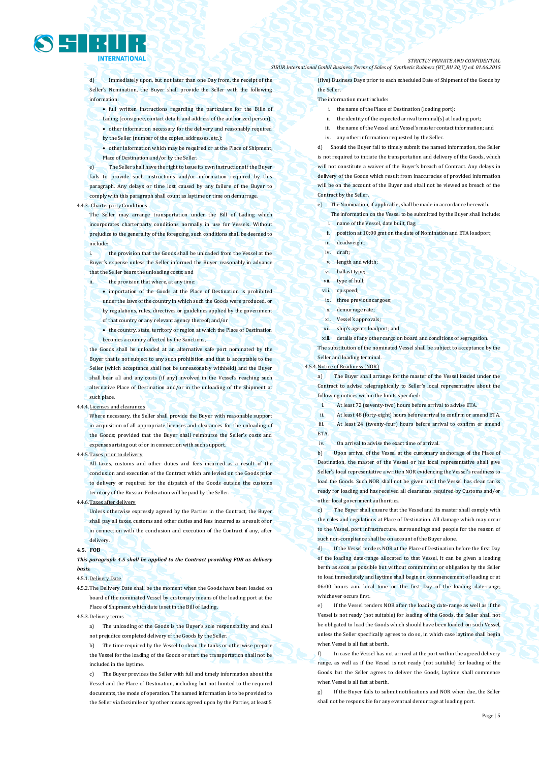d) Immediately upon, but not later than one Day from, the receipt of the Seller's Nomination, the Buyer shall provide the Seller with the following information:

- full written instructions regarding the particulars for the Bills of Lading (consignee, contact details and address of the authorized person);
- other information necessary for the delivery and reasonably required by the Seller (number of the copies, addresses, etc.);
- other information which may be required or at the Place of Shipment, Place of Destination and/or by the Seller.

e) The Seller shall have the right to issue its own instructions if the Buyer fails to provide such instructions and/or information required by this paragraph. Any delays or time lost caused by any failure of the Buyer to comply with this paragraph shall count as laytime or time on demurrage.

4.4.3. Charterparty Conditions

The Seller may arrange transportation under the Bill of Lading which incorporates charterparty conditions normally in use for Vessels. Without prejudice to the generality of the foregoing, such conditions shall be deemed to include:

i. the provision that the Goods shall be unloaded from the Vessel at the Buyer's expense unless the Seller informed the Buyer reasonably in advance that the Seller bears the unloading costs; and

ii. the provision that where, at any time:

- importation of the Goods at the Place of Destination is prohibited under the laws of the country in which such the Goods were produced, or by regulations, rules, directives or guidelines applied by the government of that country or any relevant agency thereof; and/or
- the country, state, territory or region at which the Place of Destination becomes a country affected by the Sanctions,

the Goods shall be unloaded at an alternative safe port nominated by the Buyer that is not subject to any such prohibition and that is acceptable to the Seller (which acceptance shall not be unreasonably withheld) and the Buyer shall bear all and any costs (if any) involved in the Vessel's reaching such alternative Place of Destination and/or in the unloading of the Shipment at such place.

4.4.4. Licenses and clearances

Where necessary, the Seller shall provide the Buyer with reasonable support in acquisition of all appropriate licenses and clearances for the unloading of the Goods; provided that the Buyer shall reimburse the Seller's costs and expenses arising out of or in connection with such support.

4.4.5. Taxes prior to delivery

All taxes, customs and other duties and fees incurred as a result of the conclusion and execution of the Contract which are levied on the Goods prior to delivery or required for the dispatch of the Goods outside the customs territory of the Russian Federation will be paid by the Seller.

4.4.6. Taxes after delivery

Unless otherwise expressly agreed by the Parties in the Contract, the Buyer shall pay all taxes, customs and other duties and fees incurred as a result of or in connection with the conclusion and execution of the Contract if any, after delivery.

**4.5. FOB**

***This paragraph 4.5 shall be applied to the Contract providing FOB as delivery basis.***

4.5.1. Delivery Date

4.5.2. The Delivery Date shall be the moment when the Goods have been loaded on board of the nominated Vessel by customary means of the loading port at the Place of Shipment which date is set in the Bill of Lading.

4.5.3. Delivery terms

a) The unloading of the Goods is the Buyer's sole responsibility and shall not prejudice completed delivery of the Goods by the Seller.

b) The time required by the Vessel to clean the tanks or otherwise prepare the Vessel for the loading of the Goods or start the transportation shall not be included in the laytime.

c) The Buyer provides the Seller with full and timely information about the Vessel and the Place of Destination, including but not limited to the required documents, the mode of operation. The named information is to be provided to the Seller via facsimile or by other means agreed upon by the Parties, at least 5 (five) Business Days prior to each scheduled Date of Shipment of the Goods by the Seller.

The information must include:

i. the name of the Place of Destination (loading port);
ii. the identity of the expected arrival terminal(s) at loading port;
iii. the name of the Vessel and Vessel's master contact information; and
iv. any other information requested by the Seller.

d) Should the Buyer fail to timely submit the named information, the Seller is not required to initiate the transportation and delivery of the Goods, which will not constitute a waiver of the Buyer's breach of Contract. Any delays in delivery of the Goods which result from inaccuracies of provided information will be on the account of the Buyer and shall not be viewed as breach of the Contract by the Seller.

e) The Nomination, if applicable, shall be made in accordance herewith.

The information on the Vessel to be submitted by the Buyer shall include:

i. name of the Vessel, date built, flag;
ii. position at 10:00 gmt on the date of Nomination and ETA loadport;
iii. deadweight;
iv. draft;
v. length and width;
vi. ballast type;
vii. type of hull;
viii. cp speed;
ix. three previous cargoes;
x. demurrage rate;
xi. Vessel's approvals;
xii. ship's agents loadport; and
xiii. details of any other cargo on board and conditions of segregation.

The substitution of the nominated Vessel shall be subject to acceptance by the Seller and loading terminal.

4.5.4. Notice of Readiness (NOR)

a) The Buyer shall arrange for the master of the Vessel loaded under the Contract to advise telegraphically to Seller's local representative about the following notices within the limits specified:

i. At least 72 (seventy-two) hours before arrival to advise ETA.
ii. At least 48 (forty-eight) hours before arrival to confirm or amend ETA.
iii. At least 24 (twenty-four) hours before arrival to confirm or amend ETA.
iv. On arrival to advise the exact time of arrival.

b) Upon arrival of the Vessel at the customary anchorage of the Place of Destination, the master of the Vessel or his local representative shall give Seller's local representative a written NOR evidencing the Vessel's readiness to load the Goods. Such NOR shall not be given until the Vessel has clean tanks ready for loading and has received all clearances required by Customs and/or other local government authorities.

c) The Buyer shall ensure that the Vessel and its master shall comply with the rules and regulations at Place of Destination. All damage which may occur to the Vessel, port infrastructure, surroundings and people for the reason of such non-compliance shall be on account of the Buyer alone.

d) If the Vessel tenders NOR at the Place of Destination before the first Day of the loading date-range allocated to that Vessel, it can be given a loading berth as soon as possible but without commitment or obligation by the Seller to load immediately and laytime shall begin on commencement of loading or at 06:00 hours a.m. local time on the first Day of the loading date-range, whichever occurs first.

e) If the Vessel tenders NOR after the loading date-range as well as if the Vessel is not ready (not suitable) for loading of the Goods, the Seller shall not be obligated to load the Goods which should have been loaded on such Vessel, unless the Seller specifically agrees to do so, in which case laytime shall begin when Vessel is all fast at berth.

f) In case the Vessel has not arrived at the port within the agreed delivery range, as well as if the Vessel is not ready (not suitable) for loading of the Goods but the Seller agrees to deliver the Goods, laytime shall commence when Vessel is all fast at berth.

g) If the Buyer fails to submit notifications and NOR when due, the Seller shall not be responsible for any eventual demurrage at loading port.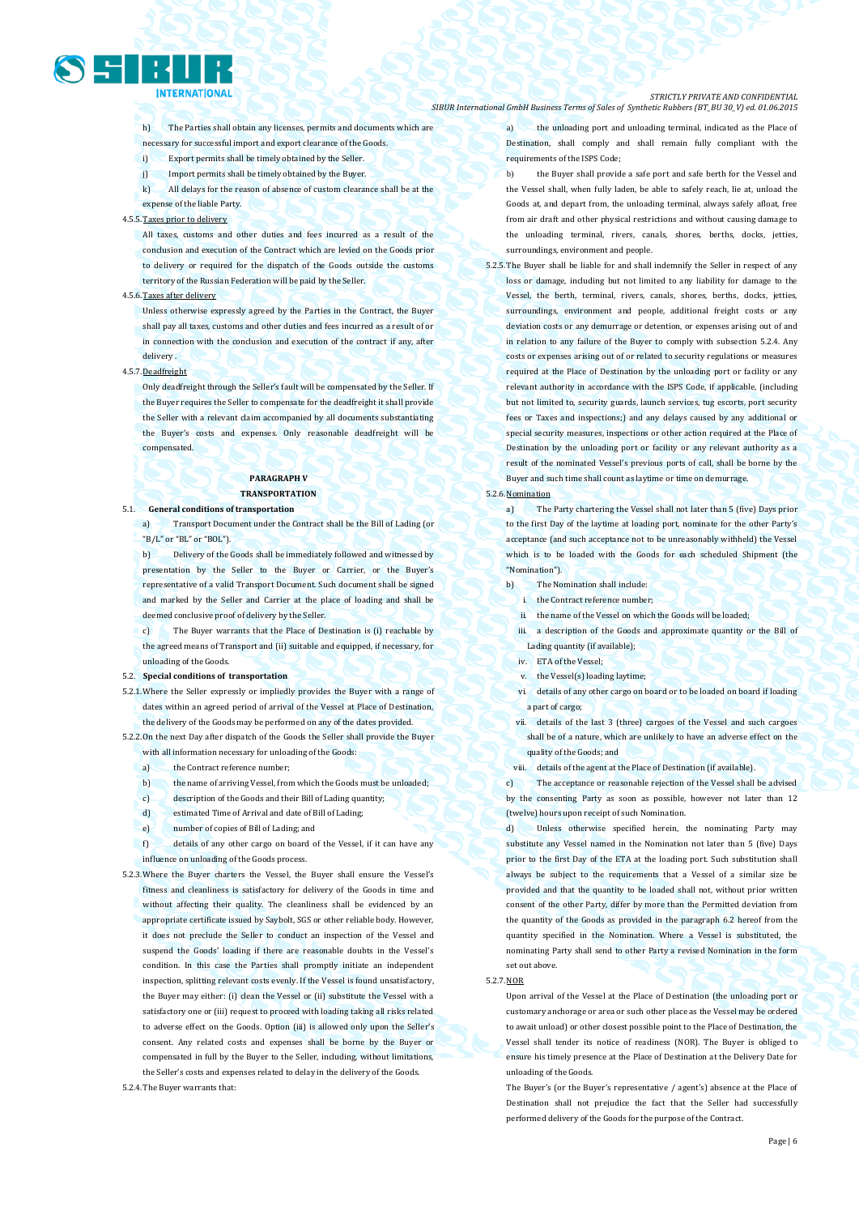h) The Parties shall obtain any licenses, permits and documents which are necessary for successful import and export clearance of the Goods.

i) Export permits shall be timely obtained by the Seller.

j) Import permits shall be timely obtained by the Buyer.

k) All delays for the reason of absence of custom clearance shall be at the expense of the liable Party.

4.5.5. Taxes prior to delivery

All taxes, customs and other duties and fees incurred as a result of the conclusion and execution of the Contract which are levied on the Goods prior to delivery or required for the dispatch of the Goods outside the customs territory of the Russian Federation will be paid by the Seller.

4.5.6. Taxes after delivery

Unless otherwise expressly agreed by the Parties in the Contract, the Buyer shall pay all taxes, customs and other duties and fees incurred as a result of or in connection with the conclusion and execution of the contract if any, after delivery.

4.5.7. Deadfreight

Only deadfreight through the Seller's fault will be compensated by the Seller. If the Buyer requires the Seller to compensate for the deadfreight it shall provide the Seller with a relevant claim accompanied by all documents substantiating the Buyer's costs and expenses. Only reasonable deadfreight will be compensated.

## PARAGRAPH V
## TRANSPORTATION

5.1. **General conditions of transportation**

a) Transport Document under the Contract shall be the Bill of Lading (or "B/L" or "BL" or "BOL").

b) Delivery of the Goods shall be immediately followed and witnessed by presentation by the Seller to the Buyer or Carrier, or the Buyer's representative of a valid Transport Document. Such document shall be signed and marked by the Seller and Carrier at the place of loading and shall be deemed conclusive proof of delivery by the Seller.

c) The Buyer warrants that the Place of Destination is (i) reachable by the agreed means of Transport and (ii) suitable and equipped, if necessary, for unloading of the Goods.

5.2. **Special conditions of transportation**

5.2.1. Where the Seller expressly or impliedly provides the Buyer with a range of dates within an agreed period of arrival of the Vessel at Place of Destination, the delivery of the Goods may be performed on any of the dates provided.

5.2.2. On the next Day after dispatch of the Goods the Seller shall provide the Buyer with all information necessary for unloading of the Goods:

a) the Contract reference number;

b) the name of arriving Vessel, from which the Goods must be unloaded;

c) description of the Goods and their Bill of Lading quantity;

d) estimated Time of Arrival and date of Bill of Lading;

e) number of copies of Bill of Lading; and

f) details of any other cargo on board of the Vessel, if it can have any influence on unloading of the Goods process.

5.2.3. Where the Buyer charters the Vessel, the Buyer shall ensure the Vessel's fitness and cleanliness is satisfactory for delivery of the Goods in time and without affecting their quality. The cleanliness shall be evidenced by an appropriate certificate issued by Saybolt, SGS or other reliable body. However, it does not preclude the Seller to conduct an inspection of the Vessel and suspend the Goods' loading if there are reasonable doubts in the Vessel's condition. In this case the Parties shall promptly initiate an independent inspection, splitting relevant costs evenly. If the Vessel is found unsatisfactory, the Buyer may either: (i) clean the Vessel or (ii) substitute the Vessel with a satisfactory one or (iii) request to proceed with loading taking all risks related to adverse effect on the Goods. Option (iii) is allowed only upon the Seller's consent. Any related costs and expenses shall be borne by the Buyer or compensated in full by the Buyer to the Seller, including, without limitations, the Seller's costs and expenses related to delay in the delivery of the Goods.

5.2.4. The Buyer warrants that:

a) the unloading port and unloading terminal, indicated as the Place of Destination, shall comply and shall remain fully compliant with the requirements of the ISPS Code;

b) the Buyer shall provide a safe port and safe berth for the Vessel and the Vessel shall, when fully laden, be able to safely reach, lie at, unload the Goods at, and depart from, the unloading terminal, always safely afloat, free from air draft and other physical restrictions and without causing damage to the unloading terminal, rivers, canals, shores, berths, docks, jetties, surroundings, environment and people.

5.2.5. The Buyer shall be liable for and shall indemnify the Seller in respect of any loss or damage, including but not limited to any liability for damage to the Vessel, the berth, terminal, rivers, canals, shores, berths, docks, jetties, surroundings, environment and people, additional freight costs or any deviation costs or any demurrage or detention, or expenses arising out of and in relation to any failure of the Buyer to comply with subsection 5.2.4. Any costs or expenses arising out of or related to security regulations or measures required at the Place of Destination by the unloading port or facility or any relevant authority in accordance with the ISPS Code, if applicable, (including but not limited to, security guards, launch services, tug escorts, port security fees or Taxes and inspections;) and any delays caused by any additional or special security measures, inspections or other action required at the Place of Destination by the unloading port or facility or any relevant authority as a result of the nominated Vessel's previous ports of call, shall be borne by the Buyer and such time shall count as laytime or time on demurrage.

5.2.6. Nomination

a) The Party chartering the Vessel shall not later than 5 (five) Days prior to the first Day of the laytime at loading port, nominate for the other Party's acceptance (and such acceptance not to be unreasonably withheld) the Vessel which is to be loaded with the Goods for each scheduled Shipment (the "Nomination").

b) The Nomination shall include:

i. the Contract reference number;

ii. the name of the Vessel on which the Goods will be loaded;

iii. a description of the Goods and approximate quantity or the Bill of Lading quantity (if available);

iv. ETA of the Vessel;

v. the Vessel(s) loading laytime;

vi. details of any other cargo on board or to be loaded on board if loading a part of cargo;

vii. details of the last 3 (three) cargoes of the Vessel and such cargoes shall be of a nature, which are unlikely to have an adverse effect on the quality of the Goods; and

viii. details of the agent at the Place of Destination (if available).

c) The acceptance or reasonable rejection of the Vessel shall be advised by the consenting Party as soon as possible, however not later than 12 (twelve) hours upon receipt of such Nomination.

d) Unless otherwise specified herein, the nominating Party may substitute any Vessel named in the Nomination not later than 5 (five) Days prior to the first Day of the ETA at the loading port. Such substitution shall always be subject to the requirements that a Vessel of a similar size be provided and that the quantity to be loaded shall not, without prior written consent of the other Party, differ by more than the Permitted deviation from the quantity of the Goods as provided in the paragraph 6.2 hereof from the quantity specified in the Nomination. Where a Vessel is substituted, the nominating Party shall send to other Party a revised Nomination in the form set out above.

5.2.7. NOR

Upon arrival of the Vessel at the Place of Destination (the unloading port or customary anchorage or area or such other place as the Vessel may be ordered to await unload) or other closest possible point to the Place of Destination, the Vessel shall tender its notice of readiness (NOR). The Buyer is obliged to ensure his timely presence at the Place of Destination at the Delivery Date for unloading of the Goods.

The Buyer's (or the Buyer's representative / agent's) absence at the Place of Destination shall not prejudice the fact that the Seller had successfully performed delivery of the Goods for the purpose of the Contract.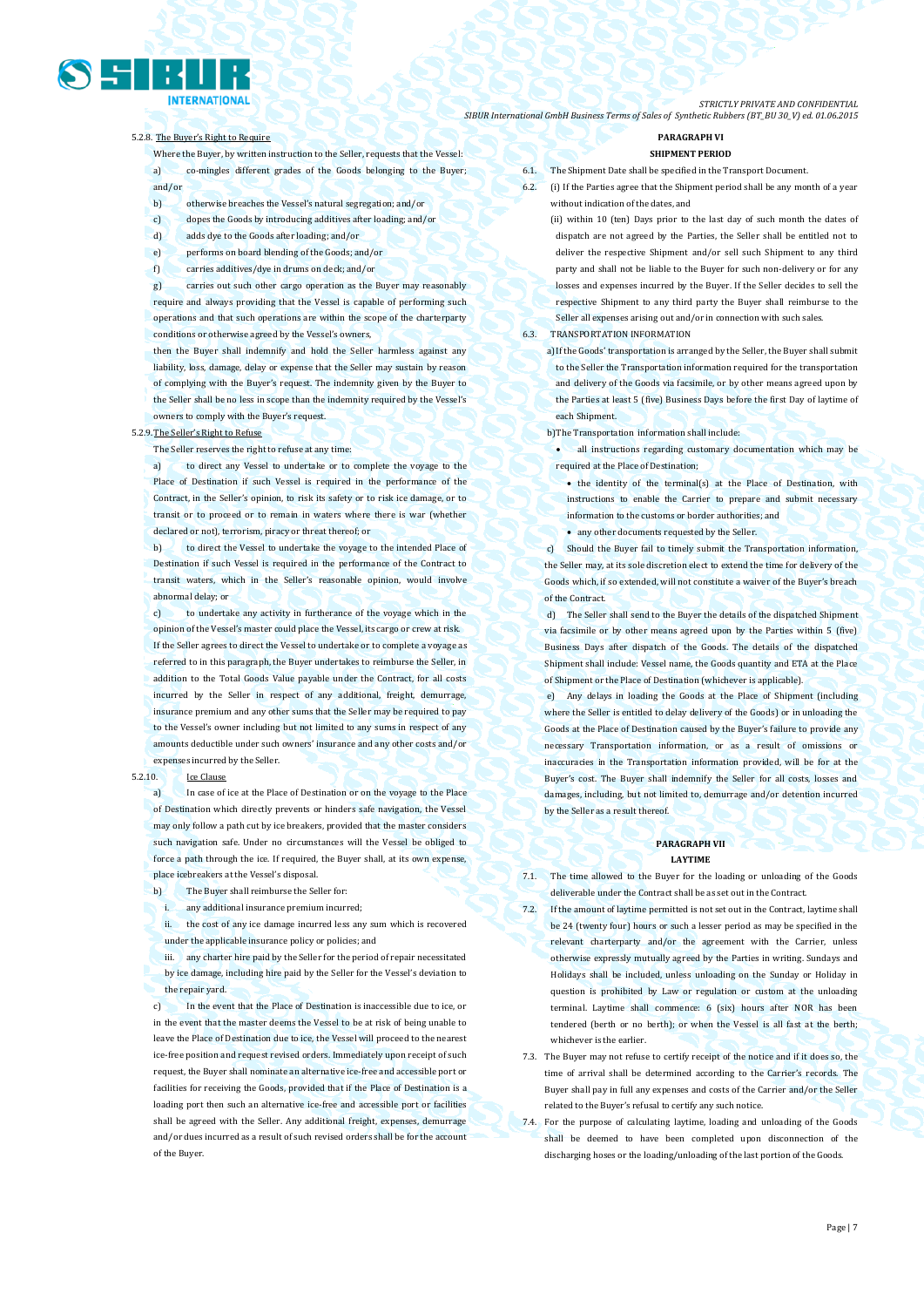5.2.8. The Buyer's Right to Require

Where the Buyer, by written instruction to the Seller, requests that the Vessel:

a) co-mingles different grades of the Goods belonging to the Buyer; and/or

b) otherwise breaches the Vessel's natural segregation; and/or

c) dopes the Goods by introducing additives after loading; and/or

d) adds dye to the Goods after loading; and/or

e) performs on board blending of the Goods; and/or

f) carries additives/dye in drums on deck; and/or

g) carries out such other cargo operation as the Buyer may reasonably require and always providing that the Vessel is capable of performing such operations and that such operations are within the scope of the charterparty conditions or otherwise agreed by the Vessel's owners,

then the Buyer shall indemnify and hold the Seller harmless against any liability, loss, damage, delay or expense that the Seller may sustain by reason of complying with the Buyer's request. The indemnity given by the Buyer to the Seller shall be no less in scope than the indemnity required by the Vessel's owners to comply with the Buyer's request.

5.2.9. The Seller's Right to Refuse

The Seller reserves the right to refuse at any time:

a) to direct any Vessel to undertake or to complete the voyage to the Place of Destination if such Vessel is required in the performance of the Contract, in the Seller's opinion, to risk its safety or to risk ice damage, or to transit or to proceed or to remain in waters where there is war (whether declared or not), terrorism, piracy or threat thereof; or

b) to direct the Vessel to undertake the voyage to the intended Place of Destination if such Vessel is required in the performance of the Contract to transit waters, which in the Seller's reasonable opinion, would involve abnormal delay; or

c) to undertake any activity in furtherance of the voyage which in the opinion of the Vessel's master could place the Vessel, its cargo or crew at risk.

If the Seller agrees to direct the Vessel to undertake or to complete a voyage as referred to in this paragraph, the Buyer undertakes to reimburse the Seller, in addition to the Total Goods Value payable under the Contract, for all costs incurred by the Seller in respect of any additional, freight, demurrage, insurance premium and any other sums that the Seller may be required to pay to the Vessel's owner including but not limited to any sums in respect of any amounts deductible under such owners' insurance and any other costs and/or expenses incurred by the Seller.

5.2.10. Ice Clause

a) In case of ice at the Place of Destination or on the voyage to the Place of Destination which directly prevents or hinders safe navigation, the Vessel may only follow a path cut by ice breakers, provided that the master considers such navigation safe. Under no circumstances will the Vessel be obliged to force a path through the ice. If required, the Buyer shall, at its own expense, place icebreakers at the Vessel's disposal.

b) The Buyer shall reimburse the Seller for:

i. any additional insurance premium incurred;

ii. the cost of any ice damage incurred less any sum which is recovered under the applicable insurance policy or policies; and

iii. any charter hire paid by the Seller for the period of repair necessitated by ice damage, including hire paid by the Seller for the Vessel's deviation to the repair yard.

c) In the event that the Place of Destination is inaccessible due to ice, or in the event that the master deems the Vessel to be at risk of being unable to leave the Place of Destination due to ice, the Vessel will proceed to the nearest ice-free position and request revised orders. Immediately upon receipt of such request, the Buyer shall nominate an alternative ice-free and accessible port or facilities for receiving the Goods, provided that if the Place of Destination is a loading port then such an alternative ice-free and accessible port or facilities shall be agreed with the Seller. Any additional freight, expenses, demurrage and/or dues incurred as a result of such revised orders shall be for the account of the Buyer.

## PARAGRAPH VI
## SHIPMENT PERIOD

6.1. The Shipment Date shall be specified in the Transport Document.

6.2. (i) If the Parties agree that the Shipment period shall be any month of a year without indication of the dates, and

(ii) within 10 (ten) Days prior to the last day of such month the dates of dispatch are not agreed by the Parties, the Seller shall be entitled not to deliver the respective Shipment and/or sell such Shipment to any third party and shall not be liable to the Buyer for such non-delivery or for any losses and expenses incurred by the Buyer. If the Seller decides to sell the respective Shipment to any third party the Buyer shall reimburse to the Seller all expenses arising out and/or in connection with such sales.

6.3. TRANSPORTATION INFORMATION

a) If the Goods' transportation is arranged by the Seller, the Buyer shall submit to the Seller the Transportation information required for the transportation and delivery of the Goods via facsimile, or by other means agreed upon by the Parties at least 5 (five) Business Days before the first Day of laytime of each Shipment.

b) The Transportation information shall include:

- all instructions regarding customary documentation which may be required at the Place of Destination;
- the identity of the terminal(s) at the Place of Destination, with instructions to enable the Carrier to prepare and submit necessary information to the customs or border authorities; and
- any other documents requested by the Seller.

c) Should the Buyer fail to timely submit the Transportation information, the Seller may, at its sole discretion elect to extend the time for delivery of the Goods which, if so extended, will not constitute a waiver of the Buyer's breach of the Contract.

d) The Seller shall send to the Buyer the details of the dispatched Shipment via facsimile or by other means agreed upon by the Parties within 5 (five) Business Days after dispatch of the Goods. The details of the dispatched Shipment shall include: Vessel name, the Goods quantity and ETA at the Place of Shipment or the Place of Destination (whichever is applicable).

e) Any delays in loading the Goods at the Place of Shipment (including where the Seller is entitled to delay delivery of the Goods) or in unloading the Goods at the Place of Destination caused by the Buyer's failure to provide any necessary Transportation information, or as a result of omissions or inaccuracies in the Transportation information provided, will be for at the Buyer's cost. The Buyer shall indemnify the Seller for all costs, losses and damages, including, but not limited to, demurrage and/or detention incurred by the Seller as a result thereof.

## PARAGRAPH VII
## LAYTIME

7.1. The time allowed to the Buyer for the loading or unloading of the Goods deliverable under the Contract shall be as set out in the Contract.

7.2. If the amount of laytime permitted is not set out in the Contract, laytime shall be 24 (twenty four) hours or such a lesser period as may be specified in the relevant charterparty and/or the agreement with the Carrier, unless otherwise expressly mutually agreed by the Parties in writing. Sundays and Holidays shall be included, unless unloading on the Sunday or Holiday in question is prohibited by Law or regulation or custom at the unloading terminal. Laytime shall commence: 6 (six) hours after NOR has been tendered (berth or no berth); or when the Vessel is all fast at the berth; whichever is the earlier.

7.3. The Buyer may not refuse to certify receipt of the notice and if it does so, the time of arrival shall be determined according to the Carrier's records. The Buyer shall pay in full any expenses and costs of the Carrier and/or the Seller related to the Buyer's refusal to certify any such notice.

7.4. For the purpose of calculating laytime, loading and unloading of the Goods shall be deemed to have been completed upon disconnection of the discharging hoses or the loading/unloading of the last portion of the Goods.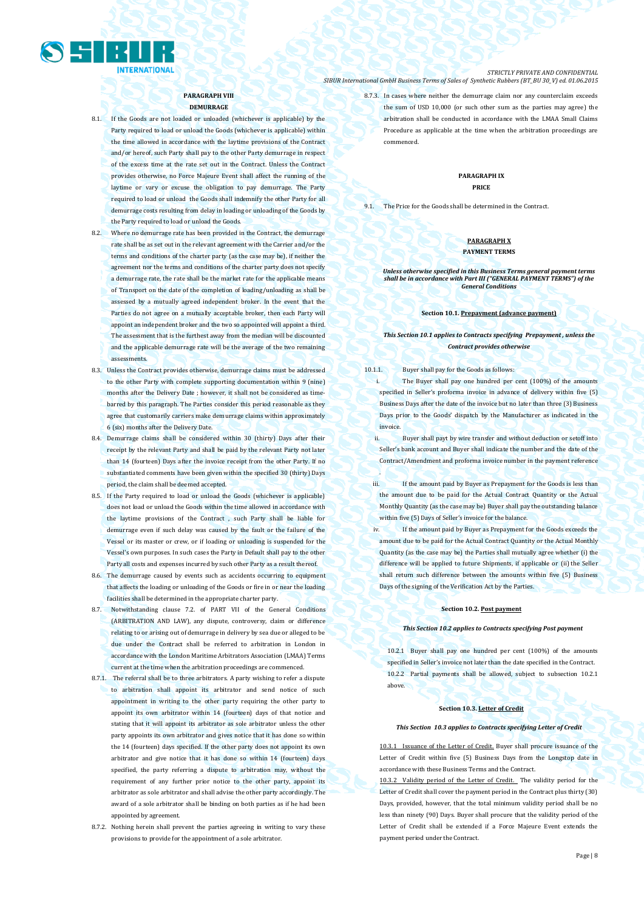**PARAGRAPH VIII**

**DEMURRAGE**

8.1. If the Goods are not loaded or unloaded (whichever is applicable) by the Party required to load or unload the Goods (whichever is applicable) within the time allowed in accordance with the laytime provisions of the Contract and/or hereof, such Party shall pay to the other Party demurrage in respect of the excess time at the rate set out in the Contract. Unless the Contract provides otherwise, no Force Majeure Event shall affect the running of the laytime or vary or excuse the obligation to pay demurrage. The Party required to load or unload the Goods shall indemnify the other Party for all demurrage costs resulting from delay in loading or unloading of the Goods by the Party required to load or unload the Goods.

8.2. Where no demurrage rate has been provided in the Contract, the demurrage rate shall be as set out in the relevant agreement with the Carrier and/or the terms and conditions of the charter party (as the case may be), if neither the agreement nor the terms and conditions of the charter party does not specify a demurrage rate, the rate shall be the market rate for the applicable means of Transport on the date of the completion of loading/unloading as shall be assessed by a mutually agreed independent broker. In the event that the Parties do not agree on a mutually acceptable broker, then each Party will appoint an independent broker and the two so appointed will appoint a third. The assessment that is the furthest away from the median will be discounted and the applicable demurrage rate will be the average of the two remaining assessments.

8.3. Unless the Contract provides otherwise, demurrage claims must be addressed to the other Party with complete supporting documentation within 9 (nine) months after the Delivery Date ; however, it shall not be considered as time-barred by this paragraph. The Parties consider this period reasonable as they agree that customarily carriers make demurrage claims within approximately 6 (six) months after the Delivery Date.

8.4. Demurrage claims shall be considered within 30 (thirty) Days after their receipt by the relevant Party and shall be paid by the relevant Party not later than 14 (fourteen) Days after the invoice receipt from the other Party. If no substantiated comments have been given within the specified 30 (thirty) Days period, the claim shall be deemed accepted.

8.5. If the Party required to load or unload the Goods (whichever is applicable) does not load or unload the Goods within the time allowed in accordance with the laytime provisions of the Contract , such Party shall be liable for demurrage even if such delay was caused by the fault or the failure of the Vessel or its master or crew, or if loading or unloading is suspended for the Vessel's own purposes. In such cases the Party in Default shall pay to the other Party all costs and expenses incurred by such other Party as a result thereof.

8.6. The demurrage caused by events such as accidents occurring to equipment that affects the loading or unloading of the Goods or fire in or near the loading facilities shall be determined in the appropriate charter party.

8.7. Notwithstanding clause 7.2. of PART VII of the General Conditions (ARBITRATION AND LAW), any dispute, controversy, claim or difference relating to or arising out of demurrage in delivery by sea due or alleged to be due under the Contract shall be referred to arbitration in London in accordance with the London Maritime Arbitrators Association (LMAA) Terms current at the time when the arbitration proceedings are commenced.

8.7.1. The referral shall be to three arbitrators. A party wishing to refer a dispute to arbitration shall appoint its arbitrator and send notice of such appointment in writing to the other party requiring the other party to appoint its own arbitrator within 14 (fourteen) days of that notice and stating that it will appoint its arbitrator as sole arbitrator unless the other party appoints its own arbitrator and gives notice that it has done so within the 14 (fourteen) days specified. If the other party does not appoint its own arbitrator and give notice that it has done so within 14 (fourteen) days specified, the party referring a dispute to arbitration may, without the requirement of any further prior notice to the other party, appoint its arbitrator as sole arbitrator and shall advise the other party accordingly. The award of a sole arbitrator shall be binding on both parties as if he had been appointed by agreement.

8.7.2. Nothing herein shall prevent the parties agreeing in writing to vary these provisions to provide for the appointment of a sole arbitrator.

8.7.3. In cases where neither the demurrage claim nor any counterclaim exceeds the sum of USD 10,000 (or such other sum as the parties may agree) the arbitration shall be conducted in accordance with the LMAA Small Claims Procedure as applicable at the time when the arbitration proceedings are commenced.

**PARAGRAPH IX**

**PRICE**

9.1. The Price for the Goods shall be determined in the Contract.

**PARAGRAPH X**

**PAYMENT TERMS**

***Unless otherwise specified in this Business Terms general payment terms shall be in accordance with Part III ("GENERAL PAYMENT TERMS") of the General Conditions***

**Section 10.1. Prepayment (advance payment)**

***This Section 10.1 applies to Contracts specifying Prepayment , unless the Contract provides otherwise***

10.1.1. Buyer shall pay for the Goods as follows:

i. The Buyer shall pay one hundred per cent (100%) of the amounts specified in Seller's proforma invoice in advance of delivery within five (5) Business Days after the date of the invoice but no later than three (3) Business Days prior to the Goods' dispatch by the Manufacturer as indicated in the invoice.

ii. Buyer shall payt by wire transfer and without deduction or setoff into Seller's bank account and Buyer shall indicate the number and the date of the Contract/Amendment and proforma invoice number in the payment reference .

iii. If the amount paid by Buyer as Prepayment for the Goods is less than the amount due to be paid for the Actual Contract Quantity or the Actual Monthly Quantity (as the case may be) Buyer shall pay the outstanding balance within five (5) Days of Seller's invoice for the balance.

iv. If the amount paid by Buyer as Prepayment for the Goods exceeds the amount due to be paid for the Actual Contract Quantity or the Actual Monthly Quantity (as the case may be) the Parties shall mutually agree whether (i) the difference will be applied to future Shipments, if applicable or (ii) the Seller shall return such difference between the amounts within five (5) Business Days of the signing of the Verification Act by the Parties.

**Section 10.2. Post payment**

***This Section 10.2 applies to Contracts specifying Post payment***

10.2.1 Buyer shall pay one hundred per cent (100%) of the amounts specified in Seller's invoice not later than the date specified in the Contract.

10.2.2 Partial payments shall be allowed, subject to subsection 10.2.1 above.

**Section 10.3. Letter of Credit**

***This Section 10.3 applies to Contracts specifying Letter of Credit***

10.3.1 Issuance of the Letter of Credit. Buyer shall procure issuance of the Letter of Credit within five (5) Business Days from the Longstop date in accordance with these Business Terms and the Contract.

10.3.2 Validity period of the Letter of Credit. The validity period for the Letter of Credit shall cover the payment period in the Contract plus thirty (30) Days, provided, however, that the total minimum validity period shall be no less than ninety (90) Days. Buyer shall procure that the validity period of the Letter of Credit shall be extended if a Force Majeure Event extends the payment period under the Contract.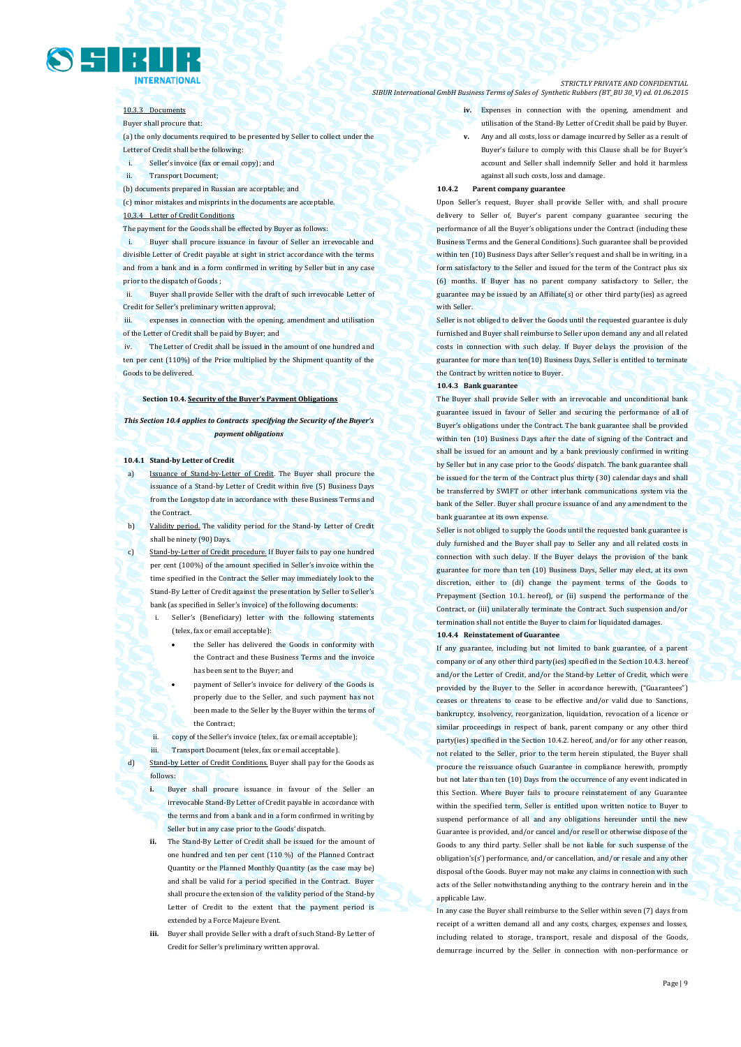10.3.3 Documents

Buyer shall procure that:

(a) the only documents required to be presented by Seller to collect under the Letter of Credit shall be the following:

i. Seller's invoice (fax or email copy); and

ii. Transport Document;

(b) documents prepared in Russian are acceptable; and

(c) minor mistakes and misprints in the documents are acceptable.

10.3.4 Letter of Credit Conditions

The payment for the Goods shall be effected by Buyer as follows:

i. Buyer shall procure issuance in favour of Seller an irrevocable and divisible Letter of Credit payable at sight in strict accordance with the terms and from a bank and in a form confirmed in writing by Seller but in any case prior to the dispatch of Goods ;

ii. Buyer shall provide Seller with the draft of such irrevocable Letter of Credit for Seller's preliminary written approval;

iii. expenses in connection with the opening, amendment and utilisation of the Letter of Credit shall be paid by Buyer; and

iv. The Letter of Credit shall be issued in the amount of one hundred and ten per cent (110%) of the Price multiplied by the Shipment quantity of the Goods to be delivered.

## Section 10.4. Security of the Buyer's Payment Obligations

*This Section 10.4 applies to Contracts specifying the Security of the Buyer's payment obligations*

**10.4.1 Stand-by Letter of Credit**

a) Issuance of Stand-by-Letter of Credit. The Buyer shall procure the issuance of a Stand-by Letter of Credit within five (5) Business Days from the Longstop date in accordance with these Business Terms and the Contract.

b) Validity period. The validity period for the Stand-by Letter of Credit shall be ninety (90) Days.

c) Stand-by-Letter of Credit procedure. If Buyer fails to pay one hundred per cent (100%) of the amount specified in Seller's invoice within the time specified in the Contract the Seller may immediately look to the Stand-By Letter of Credit against the presentation by Seller to Seller's bank (as specified in Seller's invoice) of the following documents:

i. Seller's (Beneficiary) letter with the following statements (telex, fax or email acceptable):

- the Seller has delivered the Goods in conformity with the Contract and these Business Terms and the invoice has been sent to the Buyer; and
- payment of Seller's invoice for delivery of the Goods is properly due to the Seller, and such payment has not been made to the Seller by the Buyer within the terms of the Contract;

ii. copy of the Seller's invoice (telex, fax or email acceptable);

iii. Transport Document (telex, fax or email acceptable).

d) Stand-by Letter of Credit Conditions. Buyer shall pay for the Goods as follows:

**i.** Buyer shall procure issuance in favour of the Seller an irrevocable Stand-By Letter of Credit payable in accordance with the terms and from a bank and in a form confirmed in writing by Seller but in any case prior to the Goods' dispatch.

**ii.** The Stand-By Letter of Credit shall be issued for the amount of one hundred and ten per cent (110 %) of the Planned Contract Quantity or the Planned Monthly Quantity (as the case may be) and shall be valid for a period specified in the Contract. Buyer shall procure the extension of the validity period of the Stand-by Letter of Credit to the extent that the payment period is extended by a Force Majeure Event.

**iii.** Buyer shall provide Seller with a draft of such Stand-By Letter of Credit for Seller's preliminary written approval.

**iv.** Expenses in connection with the opening, amendment and utilisation of the Stand-By Letter of Credit shall be paid by Buyer.

**v.** Any and all costs, loss or damage incurred by Seller as a result of Buyer's failure to comply with this Clause shall be for Buyer's account and Seller shall indemnify Seller and hold it harmless against all such costs, loss and damage.

**10.4.2 Parent company guarantee**

Upon Seller's request, Buyer shall provide Seller with, and shall procure delivery to Seller of, Buyer's parent company guarantee securing the performance of all the Buyer's obligations under the Contract (including these Business Terms and the General Conditions). Such guarantee shall be provided within ten (10) Business Days after Seller's request and shall be in writing, in a form satisfactory to the Seller and issued for the term of the Contract plus six (6) months. If Buyer has no parent company satisfactory to Seller, the guarantee may be issued by an Affiliate(s) or other third party(ies) as agreed with Seller.

Seller is not obliged to deliver the Goods until the requested guarantee is duly furnished and Buyer shall reimburse to Seller upon demand any and all related costs in connection with such delay. If Buyer delays the provision of the guarantee for more than ten(10) Business Days, Seller is entitled to terminate the Contract by written notice to Buyer.

**10.4.3 Bank guarantee**

The Buyer shall provide Seller with an irrevocable and unconditional bank guarantee issued in favour of Seller and securing the performance of all of Buyer's obligations under the Contract. The bank guarantee shall be provided within ten (10) Business Days after the date of signing of the Contract and shall be issued for an amount and by a bank previously confirmed in writing by Seller but in any case prior to the Goods' dispatch. The bank guarantee shall be issued for the term of the Contract plus thirty (30) calendar days and shall be transferred by SWIFT or other interbank communications system via the bank of the Seller. Buyer shall procure issuance of and any amendment to the bank guarantee at its own expense.

Seller is not obliged to supply the Goods until the requested bank guarantee is duly furnished and the Buyer shall pay to Seller any and all related costs in connection with such delay. If the Buyer delays the provision of the bank guarantee for more than ten (10) Business Days, Seller may elect, at its own discretion, either to (di) change the payment terms of the Goods to Prepayment (Section 10.1. hereof), or (ii) suspend the performance of the Contract, or (iii) unilaterally terminate the Contract. Such suspension and/or termination shall not entitle the Buyer to claim for liquidated damages.

**10.4.4 Reinstatement of Guarantee**

If any guarantee, including but not limited to bank guarantee, of a parent company or of any other third party(ies) specified in the Section 10.4.3. hereof and/or the Letter of Credit, and/or the Stand-by Letter of Credit, which were provided by the Buyer to the Seller in accordance herewith, ("Guarantees") ceases or threatens to cease to be effective and/or valid due to Sanctions, bankruptcy, insolvency, reorganization, liquidation, revocation of a licence or similar proceedings in respect of bank, parent company or any other third party(ies) specified in the Section 10.4.2. hereof, and/or for any other reason, not related to the Seller, prior to the term herein stipulated, the Buyer shall procure the reissuance ofsuch Guarantee in compliance herewith, promptly but not later than ten (10) Days from the occurrence of any event indicated in this Section. Where Buyer fails to procure reinstatement of any Guarantee within the specified term, Seller is entitled upon written notice to Buyer to suspend performance of all and any obligations hereunder until the new Guarantee is provided, and/or cancel and/or resell or otherwise dispose of the Goods to any third party. Seller shall be not liable for such suspense of the obligation's(s') performance, and/or cancellation, and/or resale and any other disposal of the Goods. Buyer may not make any claims in connection with such acts of the Seller notwithstanding anything to the contrary herein and in the applicable Law.

In any case the Buyer shall reimburse to the Seller within seven (7) days from receipt of a written demand all and any costs, charges, expenses and losses, including related to storage, transport, resale and disposal of the Goods, demurrage incurred by the Seller in connection with non-performance or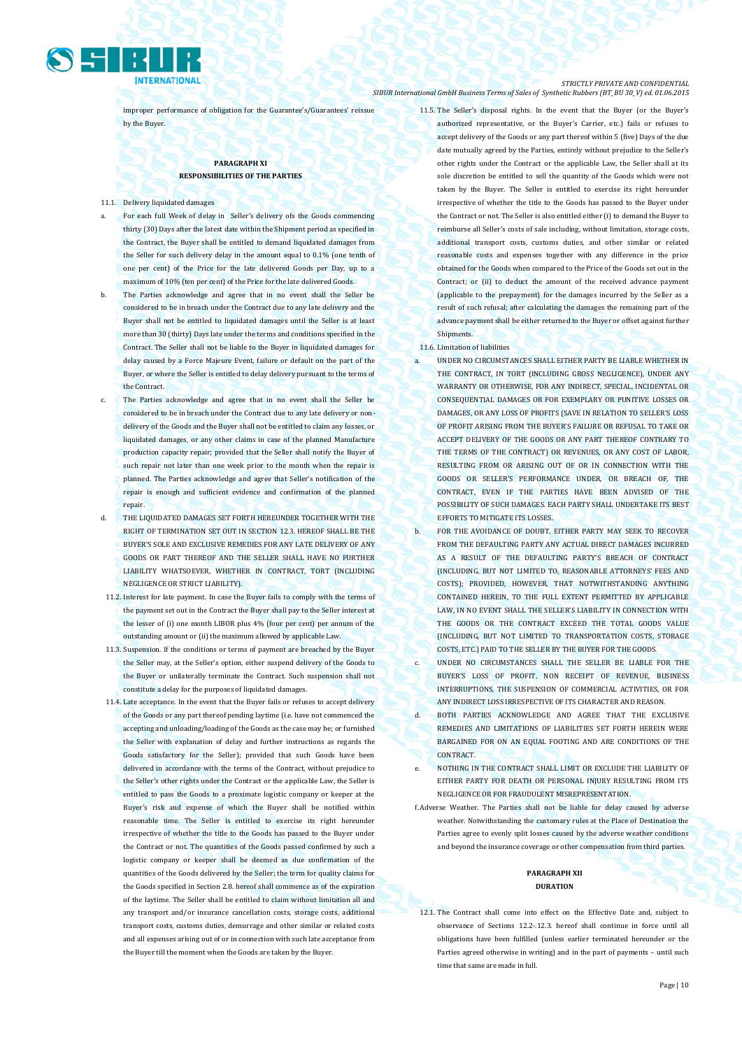improper performance of obligation for the Guarantee's/Guarantees' reissue by the Buyer.

## PARAGRAPH XI
## RESPONSIBILITIES OF THE PARTIES

11.1. Delivery liquidated damages

a. For each full Week of delay in Seller's delivery ofs the Goods commencing thirty (30) Days after the latest date within the Shipment period as specified in the Contract, the Buyer shall be entitled to demand liquidated damages from the Seller for such delivery delay in the amount equal to 0.1% (one tenth of one per cent) of the Price for the late delivered Goods per Day, up to a maximum of 10% (ten per cent) of the Price for the late delivered Goods.

b. The Parties acknowledge and agree that in no event shall the Seller be considered to be in breach under the Contract due to any late delivery and the Buyer shall not be entitled to liquidated damages until the Seller is at least more than 30 (thirty) Days late under the terms and conditions specified in the Contract. The Seller shall not be liable to the Buyer in liquidated damages for delay caused by a Force Majeure Event, failure or default on the part of the Buyer, or where the Seller is entitled to delay delivery pursuant to the terms of the Contract.

c. The Parties acknowledge and agree that in no event shall the Seller be considered to be in breach under the Contract due to any late delivery or non-delivery of the Goods and the Buyer shall not be entitled to claim any losses, or liquidated damages, or any other claims in case of the planned Manufacture production capacity repair; provided that the Seller shall notify the Buyer of such repair not later than one week prior to the month when the repair is planned. The Parties acknowledge and agree that Seller's notification of the repair is enough and sufficient evidence and confirmation of the planned repair.

d. THE LIQUIDATED DAMAGES SET FORTH HEREUNDER TOGETHER WITH THE RIGHT OF TERMINATION SET OUT IN SECTION 12.3. HEREOF SHALL BE THE BUYER'S SOLE AND EXCLUSIVE REMEDIES FOR ANY LATE DELIVERY OF ANY GOODS OR PART THEREOF AND THE SELLER SHALL HAVE NO FURTHER LIABILITY WHATSOEVER, WHETHER IN CONTRACT, TORT (INCLUDING NEGLIGENCE OR STRICT LIABILITY).

11.2. Interest for late payment. In case the Buyer fails to comply with the terms of the payment set out in the Contract the Buyer shall pay to the Seller interest at the lesser of (i) one month LIBOR plus 4% (four per cent) per annum of the outstanding amount or (ii) the maximum allowed by applicable Law.

11.3. Suspension. If the conditions or terms of payment are breached by the Buyer the Seller may, at the Seller's option, either suspend delivery of the Goods to the Buyer or unilaterally terminate the Contract. Such suspension shall not constitute a delay for the purposes of liquidated damages.

11.4. Late acceptance. In the event that the Buyer fails or refuses to accept delivery of the Goods or any part thereof pending laytime (i.e. have not commenced the accepting and unloading/loading of the Goods as the case may be; or furnished the Seller with explanation of delay and further instructions as regards the Goods satisfactory for the Seller); provided that such Goods have been delivered in accordance with the terms of the Contract, without prejudice to the Seller's other rights under the Contract or the applicable Law, the Seller is entitled to pass the Goods to a proximate logistic company or keeper at the Buyer's risk and expense of which the Buyer shall be notified within reasonable time. The Seller is entitled to exercise its right hereunder irrespective of whether the title to the Goods has passed to the Buyer under the Contract or not. The quantities of the Goods passed confirmed by such a logistic company or keeper shall be deemed as due confirmation of the quantities of the Goods delivered by the Seller; the term for quality claims for the Goods specified in Section 2.8. hereof shall commence as of the expiration of the laytime. The Seller shall be entitled to claim without limitation all and any transport and/or insurance cancellation costs, storage costs, additional transport costs, customs duties, demurrage and other similar or related costs and all expenses arising out of or in connection with such late acceptance from the Buyer till the moment when the Goods are taken by the Buyer.

11.5. The Seller's disposal rights. In the event that the Buyer (or the Buyer's authorized representative, or the Buyer's Carrier, etc.) fails or refuses to accept delivery of the Goods or any part thereof within 5 (five) Days of the due date mutually agreed by the Parties, entirely without prejudice to the Seller's other rights under the Contract or the applicable Law, the Seller shall at its sole discretion be entitled to sell the quantity of the Goods which were not taken by the Buyer. The Seller is entitled to exercise its right hereunder irrespective of whether the title to the Goods has passed to the Buyer under the Contract or not. The Seller is also entitled either (i) to demand the Buyer to reimburse all Seller's costs of sale including, without limitation, storage costs, additional transport costs, customs duties, and other similar or related reasonable costs and expenses together with any difference in the price obtained for the Goods when compared to the Price of the Goods set out in the Contract; or (ii) to deduct the amount of the received advance payment (applicable to the prepayment) for the damages incurred by the Seller as a result of such refusal; after calculating the damages the remaining part of the advance payment shall be either returned to the Buyer or offset against further Shipments.

11.6. Limitation of liabilities

a. UNDER NO CIRCUMSTANCES SHALL EITHER PARTY BE LIABLE WHETHER IN THE CONTRACT, IN TORT (INCLUDING GROSS NEGLIGENCE), UNDER ANY WARRANTY OR OTHERWISE, FOR ANY INDIRECT, SPECIAL, INCIDENTAL OR CONSEQUENTIAL DAMAGES OR FOR EXEMPLARY OR PUNITIVE LOSSES OR DAMAGES, OR ANY LOSS OF PROFITS (SAVE IN RELATION TO SELLER'S LOSS OF PROFIT ARISING FROM THE BUYER'S FAILURE OR REFUSAL TO TAKE OR ACCEPT DELIVERY OF THE GOODS OR ANY PART THEREOF CONTRARY TO THE TERMS OF THE CONTRACT) OR REVENUES, OR ANY COST OF LABOR, RESULTING FROM OR ARISING OUT OF OR IN CONNECTION WITH THE GOODS OR SELLER'S PERFORMANCE UNDER, OR BREACH OF, THE CONTRACT, EVEN IF THE PARTIES HAVE BEEN ADVISED OF THE POSSIBILITY OF SUCH DAMAGES. EACH PARTY SHALL UNDERTAKE ITS BEST EFFORTS TO MITIGATE ITS LOSSES.

b. FOR THE AVOIDANCE OF DOUBT, EITHER PARTY MAY SEEK TO RECOVER FROM THE DEFAULTING PARTY ANY ACTUAL DIRECT DAMAGES INCURRED AS A RESULT OF THE DEFAULTING PARTY'S BREACH OF CONTRACT (INCLUDING, BUT NOT LIMITED TO, REASONABLE ATTORNEYS' FEES AND COSTS); PROVIDED, HOWEVER, THAT NOTWITHSTANDING ANYTHING CONTAINED HEREIN, TO THE FULL EXTENT PERMITTED BY APPLICABLE LAW, IN NO EVENT SHALL THE SELLER'S LIABILITY IN CONNECTION WITH THE GOODS OR THE CONTRACT EXCEED THE TOTAL GOODS VALUE (INCLUDING, BUT NOT LIMITED TO TRANSPORTATION COSTS, STORAGE COSTS, ETC.) PAID TO THE SELLER BY THE BUYER FOR THE GOODS.

c. UNDER NO CIRCUMSTANCES SHALL THE SELLER BE LIABLE FOR THE BUYER'S LOSS OF PROFIT, NON RECEIPT OF REVENUE, BUSINESS INTERRUPTIONS, THE SUSPENSION OF COMMERCIAL ACTIVITIES, OR FOR ANY INDIRECT LOSS IRRESPECTIVE OF ITS CHARACTER AND REASON.

d. BOTH PARTIES ACKNOWLEDGE AND AGREE THAT THE EXCLUSIVE REMEDIES AND LIMITATIONS OF LIABILITIES SET FORTH HEREIN WERE BARGAINED FOR ON AN EQUAL FOOTING AND ARE CONDITIONS OF THE CONTRACT.

e. NOTHING IN THE CONTRACT SHALL LIMIT OR EXCLUDE THE LIABILITY OF EITHER PARTY FOR DEATH OR PERSONAL INJURY RESULTING FROM ITS NEGLIGENCE OR FOR FRAUDULENT MISREPRESENTATION.

f. Adverse Weather. The Parties shall not be liable for delay caused by adverse weather. Notwithstanding the customary rules at the Place of Destination the Parties agree to evenly split losses caused by the adverse weather conditions and beyond the insurance coverage or other compensation from third parties.

## PARAGRAPH XII
## DURATION

12.1. The Contract shall come into effect on the Effective Date and, subject to observance of Sections 12.2-.12.3. hereof shall continue in force until all obligations have been fulfilled (unless earlier terminated hereunder or the Parties agreed otherwise in writing) and in the part of payments – until such time that same are made in full.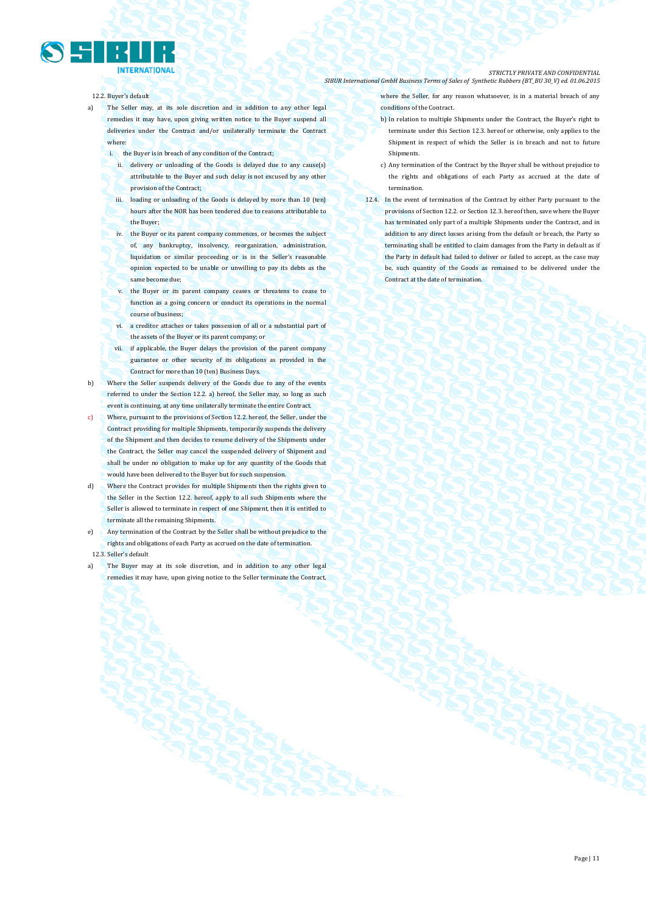12.2. Buyer's default

a) The Seller may, at its sole discretion and in addition to any other legal remedies it may have, upon giving written notice to the Buyer suspend all deliveries under the Contract and/or unilaterally terminate the Contract where:

   i. the Buyer is in breach of any condition of the Contract;

   ii. delivery or unloading of the Goods is delayed due to any cause(s) attributable to the Buyer and such delay is not excused by any other provision of the Contract;

   iii. loading or unloading of the Goods is delayed by more than 10 (ten) hours after the NOR has been tendered due to reasons attributable to the Buyer;

   iv. the Buyer or its parent company commences, or becomes the subject of, any bankruptcy, insolvency, reorganization, administration, liquidation or similar proceeding or is in the Seller's reasonable opinion expected to be unable or unwilling to pay its debts as the same become due;

   v. the Buyer or its parent company ceases or threatens to cease to function as a going concern or conduct its operations in the normal course of business;

   vi. a creditor attaches or takes possession of all or a substantial part of the assets of the Buyer or its parent company; or

   vii. if applicable, the Buyer delays the provision of the parent company guarantee or other security of its obligations as provided in the Contract for more than 10 (ten) Business Days.

b) Where the Seller suspends delivery of the Goods due to any of the events referred to under the Section 12.2. a) hereof, the Seller may, so long as such event is continuing, at any time unilaterally terminate the entire Contract.

c) Where, pursuant to the provisions of Section 12.2. hereof, the Seller, under the Contract providing for multiple Shipments, temporarily suspends the delivery of the Shipment and then decides to resume delivery of the Shipments under the Contract, the Seller may cancel the suspended delivery of Shipment and shall be under no obligation to make up for any quantity of the Goods that would have been delivered to the Buyer but for such suspension.

d) Where the Contract provides for multiple Shipments then the rights given to the Seller in the Section 12.2. hereof, apply to all such Shipments where the Seller is allowed to terminate in respect of one Shipment, then it is entitled to terminate all the remaining Shipments.

e) Any termination of the Contract by the Seller shall be without prejudice to the rights and obligations of each Party as accrued on the date of termination.

12.3. Seller's default

a) The Buyer may at its sole discretion, and in addition to any other legal remedies it may have, upon giving notice to the Seller terminate the Contract, where the Seller, for any reason whatsoever, is in a material breach of any conditions of the Contract.

b) In relation to multiple Shipments under the Contract, the Buyer's right to terminate under this Section 12.3. hereof or otherwise, only applies to the Shipment in respect of which the Seller is in breach and not to future Shipments.

c) Any termination of the Contract by the Buyer shall be without prejudice to the rights and obligations of each Party as accrued at the date of termination.

12.4. In the event of termination of the Contract by either Party pursuant to the provisions of Section 12.2. or Section 12.3. hereof then, save where the Buyer has terminated only part of a multiple Shipments under the Contract, and in addition to any direct losses arising from the default or breach, the Party so terminating shall be entitled to claim damages from the Party in default as if the Party in default had failed to deliver or failed to accept, as the case may be, such quantity of the Goods as remained to be delivered under the Contract at the date of termination.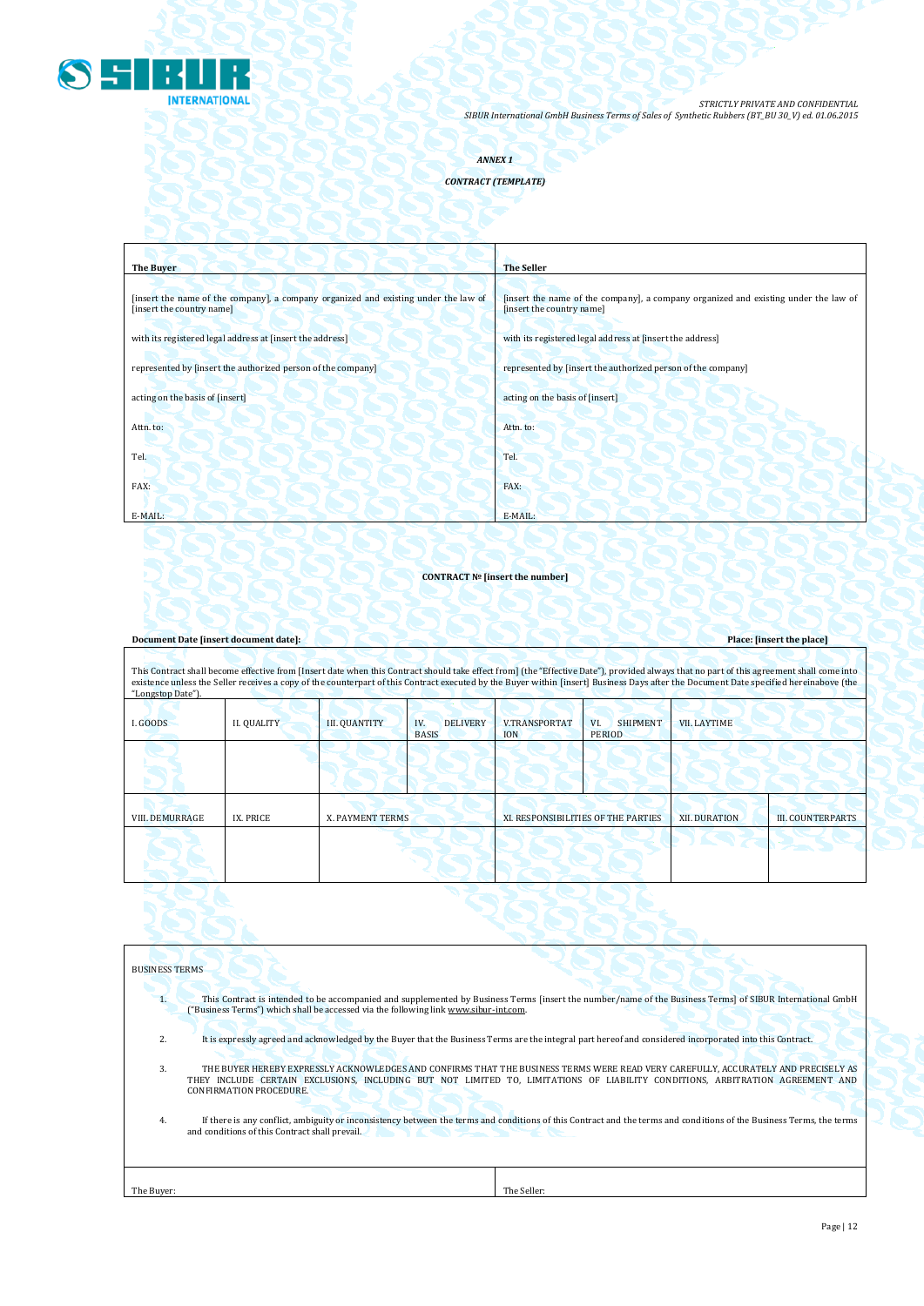*ANNEX 1*

*CONTRACT (TEMPLATE)*

| **The Buyer** | **The Seller** |
|---|---|
| [insert the name of the company], a company organized and existing under the law of [insert the country name] | [insert the name of the company], a company organized and existing under the law of [insert the country name] |
| with its registered legal address at [insert the address] | with its registered legal address at [insert the address] |
| represented by [insert the authorized person of the company] | represented by [insert the authorized person of the company] |
| acting on the basis of [insert] | acting on the basis of [insert] |
| Attn. to: | Attn. to: |
| Tel. | Tel. |
| FAX: | FAX: |
| E-MAIL: | E-MAIL: |

**CONTRACT № [insert the number]**

**Document Date [insert document date]:** **Place: [insert the place]**

This Contract shall become effective from [Insert date when this Contract should take effect from] (the "Effective Date"), provided always that no part of this agreement shall come into existence unless the Seller receives a copy of the counterpart of this Contract executed by the Buyer within [insert] Business Days after the Document Date specified hereinabove (the "Longstop Date").

| I. GOODS | II. QUALITY | III. QUANTITY | IV. DELIVERY BASIS | V.TRANSPORTATION | VI. SHIPMENT PERIOD | VII. LAYTIME |
|---|---|---|---|---|---|---|
| | | | | | | |

| VIII. DEMURRAGE | IX. PRICE | X. PAYMENT TERMS | XI. RESPONSIBILITIES OF THE PARTIES | XII. DURATION | III. COUNTERPARTS |
|---|---|---|---|---|---|
| | | | | | |

BUSINESS TERMS

1. This Contract is intended to be accompanied and supplemented by Business Terms [insert the number/name of the Business Terms] of SIBUR International GmbH ("Business Terms") which shall be accessed via the following link www.sibur-int.com.

2. It is expressly agreed and acknowledged by the Buyer that the Business Terms are the integral part hereof and considered incorporated into this Contract.

3. THE BUYER HEREBY EXPRESSLY ACKNOWLEDGES AND CONFIRMS THAT THE BUSINESS TERMS WERE READ VERY CAREFULLY, ACCURATELY AND PRECISELY AS THEY INCLUDE CERTAIN EXCLUSIONS, INCLUDING BUT NOT LIMITED TO, LIMITATIONS OF LIABILITY CONDITIONS, ARBITRATION AGREEMENT AND CONFIRMATION PROCEDURE.

4. If there is any conflict, ambiguity or inconsistency between the terms and conditions of this Contract and the terms and conditions of the Business Terms, the terms and conditions of this Contract shall prevail.

| The Buyer: | The Seller: |
|---|---|